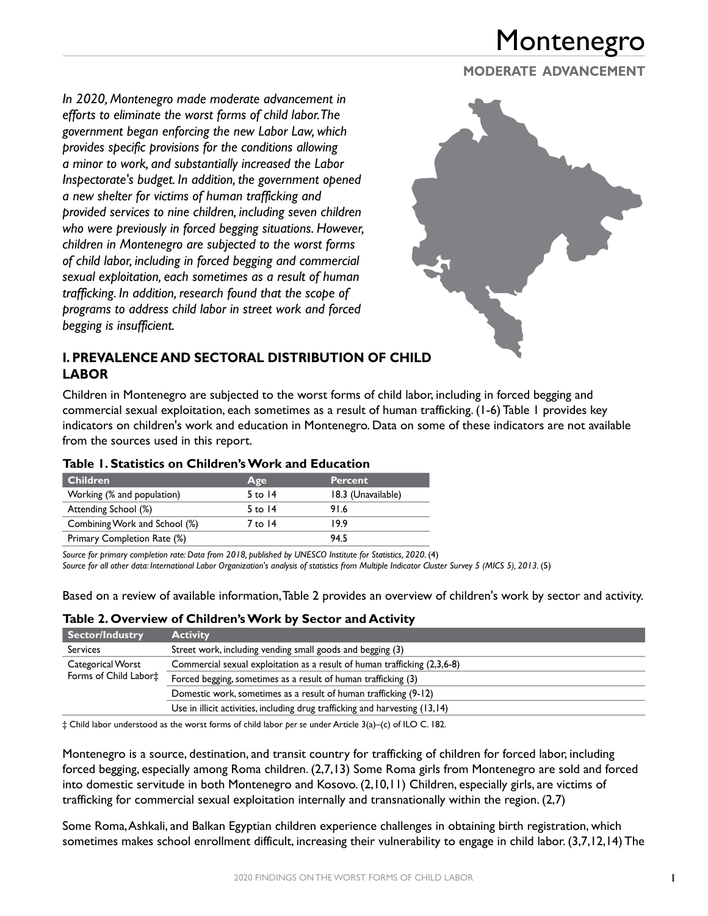# Montenegro

**MODERATE ADVANCEMENT**

*In 2020, Montenegro made moderate advancement in efforts to eliminate the worst forms of child labor. The government began enforcing the new Labor Law, which provides specific provisions for the conditions allowing a minor to work, and substantially increased the Labor Inspectorate's budget. In addition, the government opened a new shelter for victims of human trafficking and provided services to nine children, including seven children who were previously in forced begging situations. However, children in Montenegro are subjected to the worst forms of child labor, including in forced begging and commercial sexual exploitation, each sometimes as a result of human trafficking. In addition, research found that the scope of programs to address child labor in street work and forced begging is insufficient.*

## I. PREVALENCE AND SECTORAL DISTRIBUTION OF CHILD LABOR

Children in Montenegro are subjected to the worst forms of child labor, including in forced begging and commercial sexual exploitation, each sometimes as a result of human trafficking. (1-6) Table 1 provides key indicators on children's work and education in Montenegro. Data on some of these indicators are not available from the sources used in this report.

**Table 1. Statistics on Children's Work and Education**

| Children | Age | Percent |
|---|---|---|
| Working (% and population) | 5 to 14 | 18.3 (Unavailable) |
| Attending School (%) | 5 to 14 | 91.6 |
| Combining Work and School (%) | 7 to 14 | 19.9 |
| Primary Completion Rate (%) | | 94.5 |

*Source for primary completion rate: Data from 2018, published by UNESCO Institute for Statistics, 2020.* (4)
*Source for all other data: International Labor Organization's analysis of statistics from Multiple Indicator Cluster Survey 5 (MICS 5), 2013.* (5)

Based on a review of available information, Table 2 provides an overview of children's work by sector and activity.

**Table 2. Overview of Children's Work by Sector and Activity**

| Sector/Industry | Activity |
|---|---|
| Services | Street work, including vending small goods and begging (3) |
| Categorical Worst Forms of Child Labor‡ | Commercial sexual exploitation as a result of human trafficking (2,3,6-8) |
| | Forced begging, sometimes as a result of human trafficking (3) |
| | Domestic work, sometimes as a result of human trafficking (9-12) |
| | Use in illicit activities, including drug trafficking and harvesting (13,14) |

‡ Child labor understood as the worst forms of child labor *per se* under Article 3(a)–(c) of ILO C. 182.

Montenegro is a source, destination, and transit country for trafficking of children for forced labor, including forced begging, especially among Roma children. (2,7,13) Some Roma girls from Montenegro are sold and forced into domestic servitude in both Montenegro and Kosovo. (2,10,11) Children, especially girls, are victims of trafficking for commercial sexual exploitation internally and transnationally within the region. (2,7)

Some Roma, Ashkali, and Balkan Egyptian children experience challenges in obtaining birth registration, which sometimes makes school enrollment difficult, increasing their vulnerability to engage in child labor. (3,7,12,14) The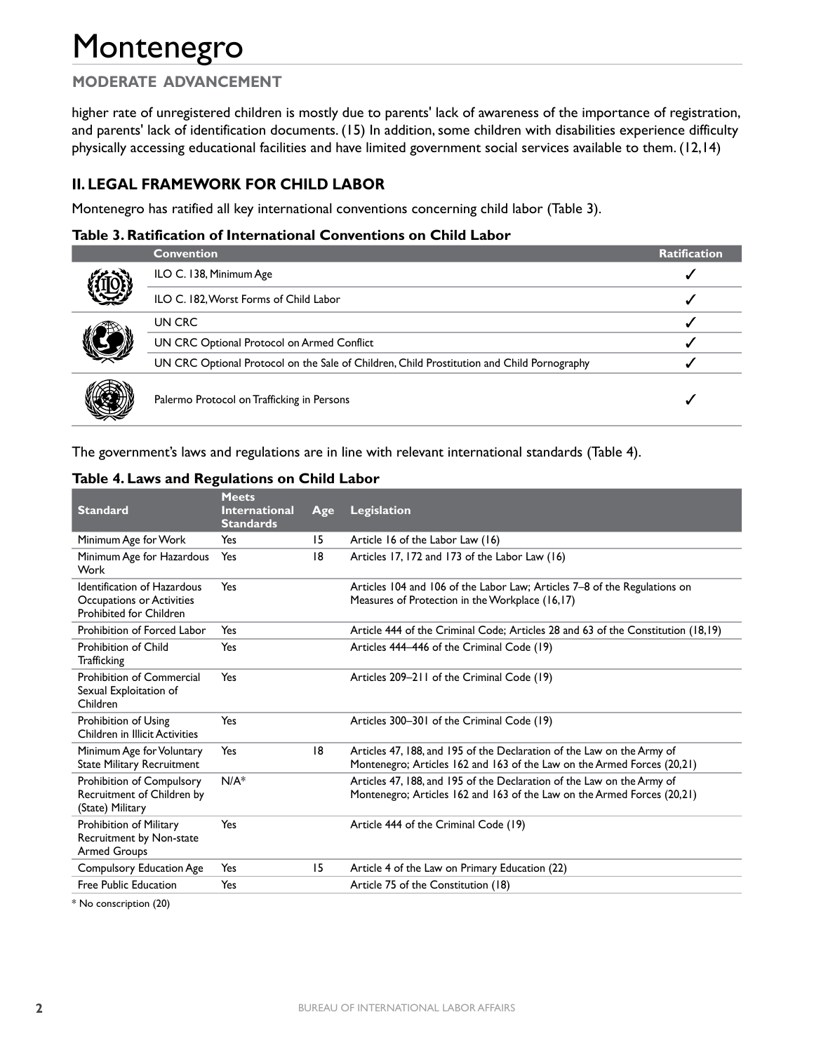# Montenegro

## MODERATE ADVANCEMENT

higher rate of unregistered children is mostly due to parents' lack of awareness of the importance of registration, and parents' lack of identification documents. (15) In addition, some children with disabilities experience difficulty physically accessing educational facilities and have limited government social services available to them. (12,14)

## II. LEGAL FRAMEWORK FOR CHILD LABOR

Montenegro has ratified all key international conventions concerning child labor (Table 3).

**Table 3. Ratification of International Conventions on Child Labor**

| Convention | Ratification |
|---|---|
| ILO C. 138, Minimum Age | ✓ |
| ILO C. 182, Worst Forms of Child Labor | ✓ |
| UN CRC | ✓ |
| UN CRC Optional Protocol on Armed Conflict | ✓ |
| UN CRC Optional Protocol on the Sale of Children, Child Prostitution and Child Pornography | ✓ |
| Palermo Protocol on Trafficking in Persons | ✓ |

The government's laws and regulations are in line with relevant international standards (Table 4).

**Table 4. Laws and Regulations on Child Labor**

| Standard | Meets International Standards | Age | Legislation |
|---|---|---|---|
| Minimum Age for Work | Yes | 15 | Article 16 of the Labor Law (16) |
| Minimum Age for Hazardous Work | Yes | 18 | Articles 17, 172 and 173 of the Labor Law (16) |
| Identification of Hazardous Occupations or Activities Prohibited for Children | Yes | | Articles 104 and 106 of the Labor Law; Articles 7–8 of the Regulations on Measures of Protection in the Workplace (16,17) |
| Prohibition of Forced Labor | Yes | | Article 444 of the Criminal Code; Articles 28 and 63 of the Constitution (18,19) |
| Prohibition of Child Trafficking | Yes | | Articles 444–446 of the Criminal Code (19) |
| Prohibition of Commercial Sexual Exploitation of Children | Yes | | Articles 209–211 of the Criminal Code (19) |
| Prohibition of Using Children in Illicit Activities | Yes | | Articles 300–301 of the Criminal Code (19) |
| Minimum Age for Voluntary State Military Recruitment | Yes | 18 | Articles 47, 188, and 195 of the Declaration of the Law on the Army of Montenegro; Articles 162 and 163 of the Law on the Armed Forces (20,21) |
| Prohibition of Compulsory Recruitment of Children by (State) Military | N/A* | | Articles 47, 188, and 195 of the Declaration of the Law on the Army of Montenegro; Articles 162 and 163 of the Law on the Armed Forces (20,21) |
| Prohibition of Military Recruitment by Non-state Armed Groups | Yes | | Article 444 of the Criminal Code (19) |
| Compulsory Education Age | Yes | 15 | Article 4 of the Law on Primary Education (22) |
| Free Public Education | Yes | | Article 75 of the Constitution (18) |

* No conscription (20)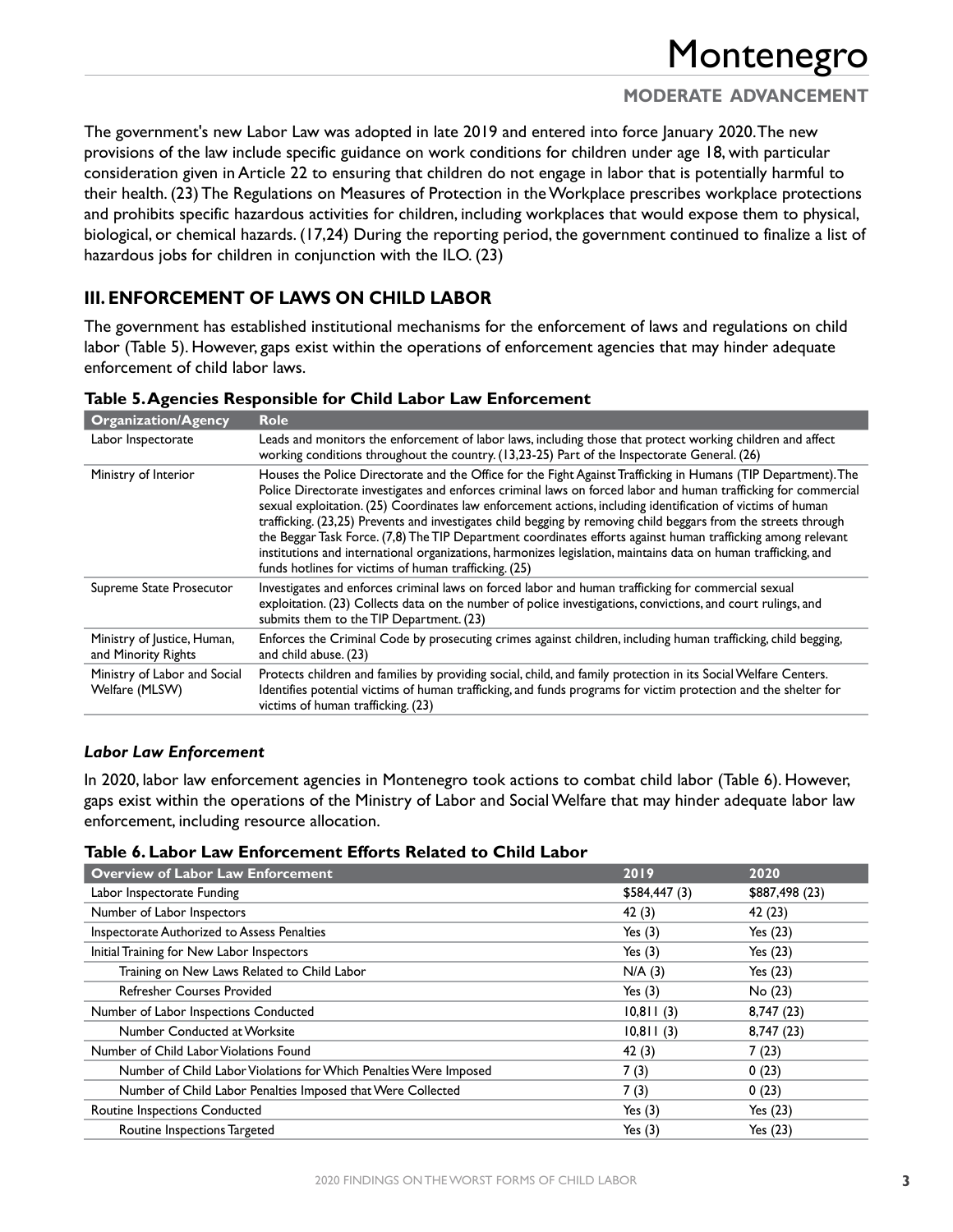The government's new Labor Law was adopted in late 2019 and entered into force January 2020. The new provisions of the law include specific guidance on work conditions for children under age 18, with particular consideration given in Article 22 to ensuring that children do not engage in labor that is potentially harmful to their health. (23) The Regulations on Measures of Protection in the Workplace prescribes workplace protections and prohibits specific hazardous activities for children, including workplaces that would expose them to physical, biological, or chemical hazards. (17,24) During the reporting period, the government continued to finalize a list of hazardous jobs for children in conjunction with the ILO. (23)

## III. ENFORCEMENT OF LAWS ON CHILD LABOR

The government has established institutional mechanisms for the enforcement of laws and regulations on child labor (Table 5). However, gaps exist within the operations of enforcement agencies that may hinder adequate enforcement of child labor laws.

**Table 5. Agencies Responsible for Child Labor Law Enforcement**

| Organization/Agency | Role |
|---|---|
| Labor Inspectorate | Leads and monitors the enforcement of labor laws, including those that protect working children and affect working conditions throughout the country. (13,23-25) Part of the Inspectorate General. (26) |
| Ministry of Interior | Houses the Police Directorate and the Office for the Fight Against Trafficking in Humans (TIP Department). The Police Directorate investigates and enforces criminal laws on forced labor and human trafficking for commercial sexual exploitation. (25) Coordinates law enforcement actions, including identification of victims of human trafficking. (23,25) Prevents and investigates child begging by removing child beggars from the streets through the Beggar Task Force. (7,8) The TIP Department coordinates efforts against human trafficking among relevant institutions and international organizations, harmonizes legislation, maintains data on human trafficking, and funds hotlines for victims of human trafficking. (25) |
| Supreme State Prosecutor | Investigates and enforces criminal laws on forced labor and human trafficking for commercial sexual exploitation. (23) Collects data on the number of police investigations, convictions, and court rulings, and submits them to the TIP Department. (23) |
| Ministry of Justice, Human, and Minority Rights | Enforces the Criminal Code by prosecuting crimes against children, including human trafficking, child begging, and child abuse. (23) |
| Ministry of Labor and Social Welfare (MLSW) | Protects children and families by providing social, child, and family protection in its Social Welfare Centers. Identifies potential victims of human trafficking, and funds programs for victim protection and the shelter for victims of human trafficking. (23) |

### *Labor Law Enforcement*

In 2020, labor law enforcement agencies in Montenegro took actions to combat child labor (Table 6). However, gaps exist within the operations of the Ministry of Labor and Social Welfare that may hinder adequate labor law enforcement, including resource allocation.

**Table 6. Labor Law Enforcement Efforts Related to Child Labor**

| Overview of Labor Law Enforcement | 2019 | 2020 |
|---|---|---|
| Labor Inspectorate Funding | $584,447 (3) | $887,498 (23) |
| Number of Labor Inspectors | 42 (3) | 42 (23) |
| Inspectorate Authorized to Assess Penalties | Yes (3) | Yes (23) |
| Initial Training for New Labor Inspectors | Yes (3) | Yes (23) |
| Training on New Laws Related to Child Labor | N/A (3) | Yes (23) |
| Refresher Courses Provided | Yes (3) | No (23) |
| Number of Labor Inspections Conducted | 10,811 (3) | 8,747 (23) |
| Number Conducted at Worksite | 10,811 (3) | 8,747 (23) |
| Number of Child Labor Violations Found | 42 (3) | 7 (23) |
| Number of Child Labor Violations for Which Penalties Were Imposed | 7 (3) | 0 (23) |
| Number of Child Labor Penalties Imposed that Were Collected | 7 (3) | 0 (23) |
| Routine Inspections Conducted | Yes (3) | Yes (23) |
| Routine Inspections Targeted | Yes (3) | Yes (23) |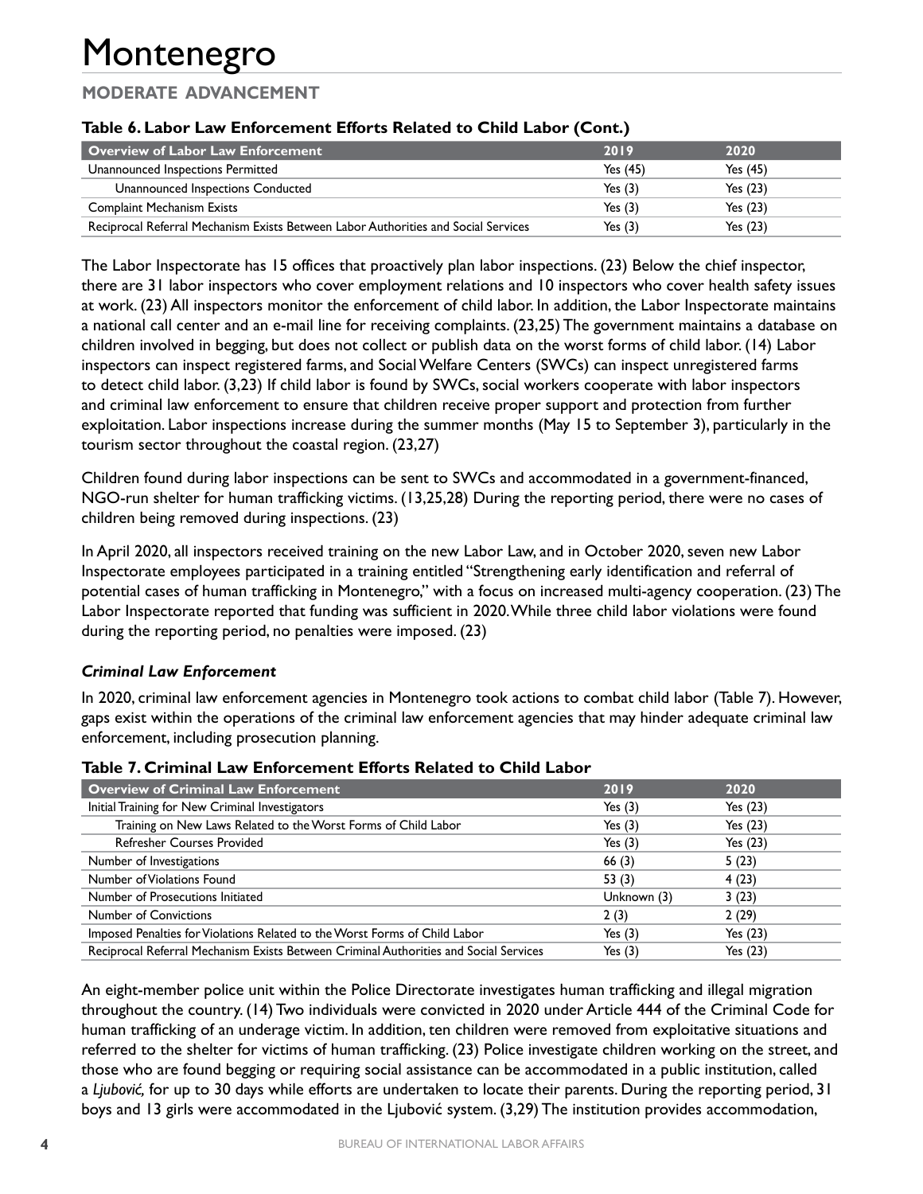# Montenegro

## MODERATE ADVANCEMENT

**Table 6. Labor Law Enforcement Efforts Related to Child Labor (Cont.)**

| Overview of Labor Law Enforcement | 2019 | 2020 |
|---|---|---|
| Unannounced Inspections Permitted | Yes (45) | Yes (45) |
| Unannounced Inspections Conducted | Yes (3) | Yes (23) |
| Complaint Mechanism Exists | Yes (3) | Yes (23) |
| Reciprocal Referral Mechanism Exists Between Labor Authorities and Social Services | Yes (3) | Yes (23) |

The Labor Inspectorate has 15 offices that proactively plan labor inspections. (23) Below the chief inspector, there are 31 labor inspectors who cover employment relations and 10 inspectors who cover health safety issues at work. (23) All inspectors monitor the enforcement of child labor. In addition, the Labor Inspectorate maintains a national call center and an e-mail line for receiving complaints. (23,25) The government maintains a database on children involved in begging, but does not collect or publish data on the worst forms of child labor. (14) Labor inspectors can inspect registered farms, and Social Welfare Centers (SWCs) can inspect unregistered farms to detect child labor. (3,23) If child labor is found by SWCs, social workers cooperate with labor inspectors and criminal law enforcement to ensure that children receive proper support and protection from further exploitation. Labor inspections increase during the summer months (May 15 to September 3), particularly in the tourism sector throughout the coastal region. (23,27)

Children found during labor inspections can be sent to SWCs and accommodated in a government-financed, NGO-run shelter for human trafficking victims. (13,25,28) During the reporting period, there were no cases of children being removed during inspections. (23)

In April 2020, all inspectors received training on the new Labor Law, and in October 2020, seven new Labor Inspectorate employees participated in a training entitled "Strengthening early identification and referral of potential cases of human trafficking in Montenegro," with a focus on increased multi-agency cooperation. (23) The Labor Inspectorate reported that funding was sufficient in 2020. While three child labor violations were found during the reporting period, no penalties were imposed. (23)

### *Criminal Law Enforcement*

In 2020, criminal law enforcement agencies in Montenegro took actions to combat child labor (Table 7). However, gaps exist within the operations of the criminal law enforcement agencies that may hinder adequate criminal law enforcement, including prosecution planning.

**Table 7. Criminal Law Enforcement Efforts Related to Child Labor**

| Overview of Criminal Law Enforcement | 2019 | 2020 |
|---|---|---|
| Initial Training for New Criminal Investigators | Yes (3) | Yes (23) |
| Training on New Laws Related to the Worst Forms of Child Labor | Yes (3) | Yes (23) |
| Refresher Courses Provided | Yes (3) | Yes (23) |
| Number of Investigations | 66 (3) | 5 (23) |
| Number of Violations Found | 53 (3) | 4 (23) |
| Number of Prosecutions Initiated | Unknown (3) | 3 (23) |
| Number of Convictions | 2 (3) | 2 (29) |
| Imposed Penalties for Violations Related to the Worst Forms of Child Labor | Yes (3) | Yes (23) |
| Reciprocal Referral Mechanism Exists Between Criminal Authorities and Social Services | Yes (3) | Yes (23) |

An eight-member police unit within the Police Directorate investigates human trafficking and illegal migration throughout the country. (14) Two individuals were convicted in 2020 under Article 444 of the Criminal Code for human trafficking of an underage victim. In addition, ten children were removed from exploitative situations and referred to the shelter for victims of human trafficking. (23) Police investigate children working on the street, and those who are found begging or requiring social assistance can be accommodated in a public institution, called a *Ljubović,* for up to 30 days while efforts are undertaken to locate their parents. During the reporting period, 31 boys and 13 girls were accommodated in the Ljubović system. (3,29) The institution provides accommodation,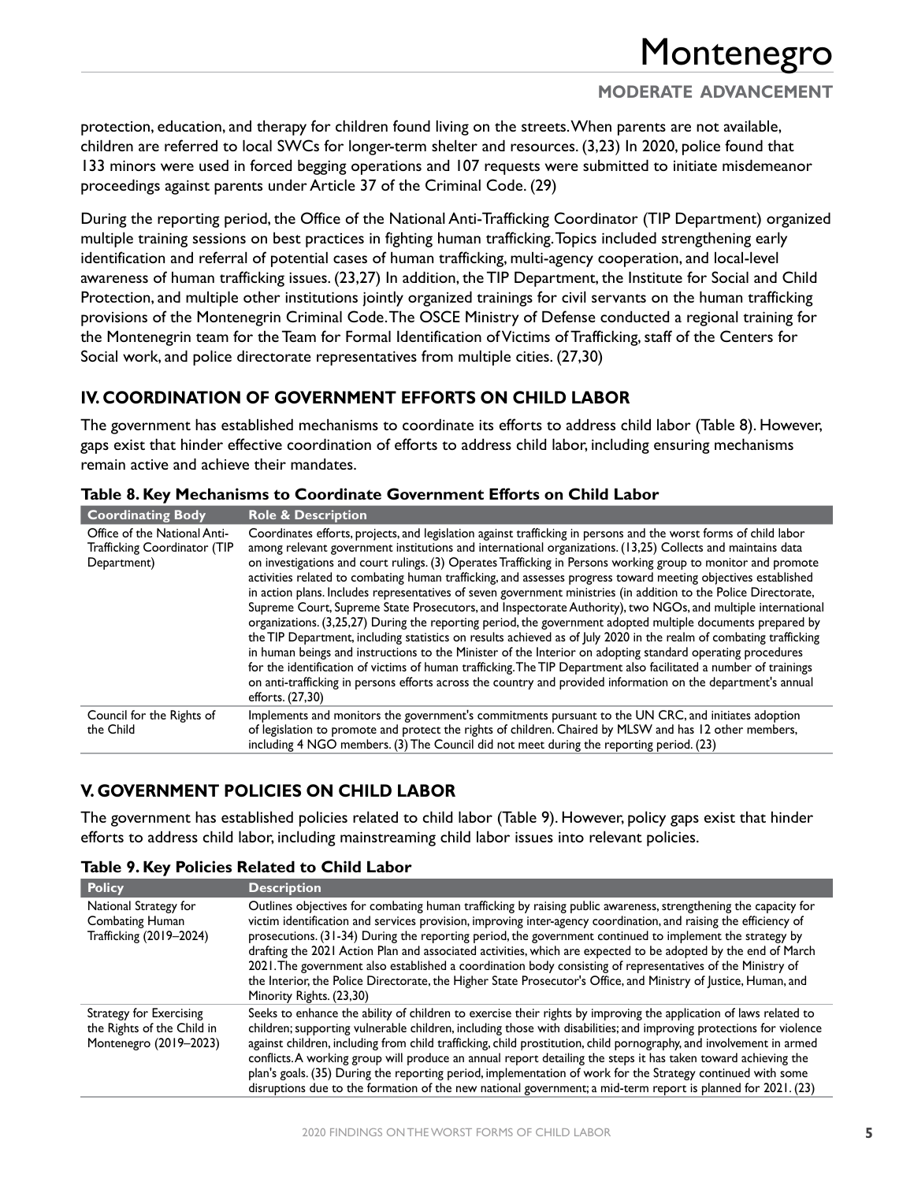protection, education, and therapy for children found living on the streets. When parents are not available, children are referred to local SWCs for longer-term shelter and resources. (3,23) In 2020, police found that 133 minors were used in forced begging operations and 107 requests were submitted to initiate misdemeanor proceedings against parents under Article 37 of the Criminal Code. (29)

During the reporting period, the Office of the National Anti-Trafficking Coordinator (TIP Department) organized multiple training sessions on best practices in fighting human trafficking. Topics included strengthening early identification and referral of potential cases of human trafficking, multi-agency cooperation, and local-level awareness of human trafficking issues. (23,27) In addition, the TIP Department, the Institute for Social and Child Protection, and multiple other institutions jointly organized trainings for civil servants on the human trafficking provisions of the Montenegrin Criminal Code. The OSCE Ministry of Defense conducted a regional training for the Montenegrin team for the Team for Formal Identification of Victims of Trafficking, staff of the Centers for Social work, and police directorate representatives from multiple cities. (27,30)

## IV. COORDINATION OF GOVERNMENT EFFORTS ON CHILD LABOR

The government has established mechanisms to coordinate its efforts to address child labor (Table 8). However, gaps exist that hinder effective coordination of efforts to address child labor, including ensuring mechanisms remain active and achieve their mandates.

### Table 8. Key Mechanisms to Coordinate Government Efforts on Child Labor

| Coordinating Body | Role & Description |
|---|---|
| Office of the National Anti-Trafficking Coordinator (TIP Department) | Coordinates efforts, projects, and legislation against trafficking in persons and the worst forms of child labor among relevant government institutions and international organizations. (13,25) Collects and maintains data on investigations and court rulings. (3) Operates Trafficking in Persons working group to monitor and promote activities related to combating human trafficking, and assesses progress toward meeting objectives established in action plans. Includes representatives of seven government ministries (in addition to the Police Directorate, Supreme Court, Supreme State Prosecutors, and Inspectorate Authority), two NGOs, and multiple international organizations. (3,25,27) During the reporting period, the government adopted multiple documents prepared by the TIP Department, including statistics on results achieved as of July 2020 in the realm of combating trafficking in human beings and instructions to the Minister of the Interior on adopting standard operating procedures for the identification of victims of human trafficking. The TIP Department also facilitated a number of trainings on anti-trafficking in persons efforts across the country and provided information on the department's annual efforts. (27,30) |
| Council for the Rights of the Child | Implements and monitors the government's commitments pursuant to the UN CRC, and initiates adoption of legislation to promote and protect the rights of children. Chaired by MLSW and has 12 other members, including 4 NGO members. (3) The Council did not meet during the reporting period. (23) |

## V. GOVERNMENT POLICIES ON CHILD LABOR

The government has established policies related to child labor (Table 9). However, policy gaps exist that hinder efforts to address child labor, including mainstreaming child labor issues into relevant policies.

### Table 9. Key Policies Related to Child Labor

| Policy | Description |
|---|---|
| National Strategy for Combating Human Trafficking (2019–2024) | Outlines objectives for combating human trafficking by raising public awareness, strengthening the capacity for victim identification and services provision, improving inter-agency coordination, and raising the efficiency of prosecutions. (31-34) During the reporting period, the government continued to implement the strategy by drafting the 2021 Action Plan and associated activities, which are expected to be adopted by the end of March 2021. The government also established a coordination body consisting of representatives of the Ministry of the Interior, the Police Directorate, the Higher State Prosecutor's Office, and Ministry of Justice, Human, and Minority Rights. (23,30) |
| Strategy for Exercising the Rights of the Child in Montenegro (2019–2023) | Seeks to enhance the ability of children to exercise their rights by improving the application of laws related to children; supporting vulnerable children, including those with disabilities; and improving protections for violence against children, including from child trafficking, child prostitution, child pornography, and involvement in armed conflicts. A working group will produce an annual report detailing the steps it has taken toward achieving the plan's goals. (35) During the reporting period, implementation of work for the Strategy continued with some disruptions due to the formation of the new national government; a mid-term report is planned for 2021. (23) |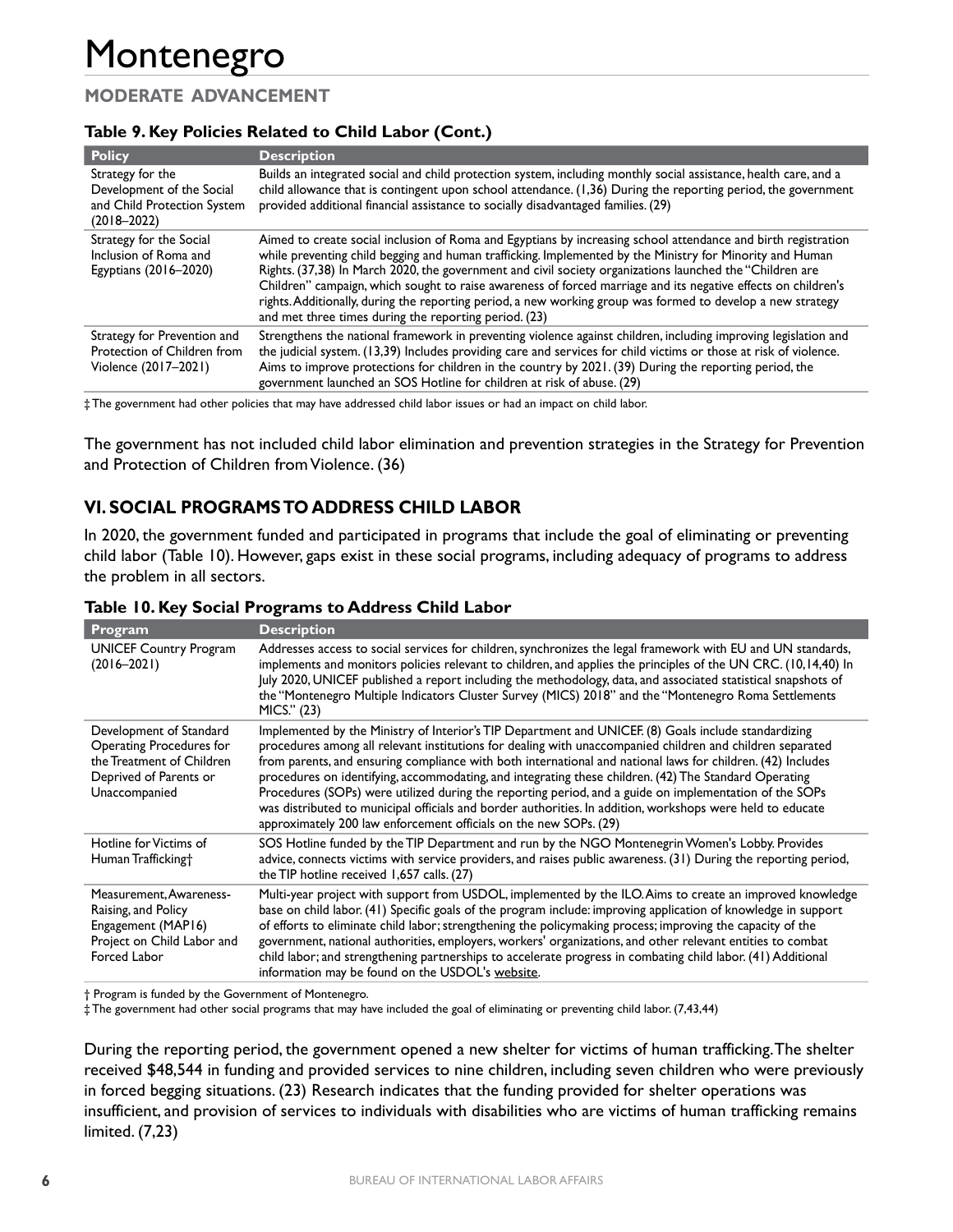# Montenegro

## MODERATE ADVANCEMENT

**Table 9. Key Policies Related to Child Labor (Cont.)**

| Policy | Description |
|---|---|
| Strategy for the Development of the Social and Child Protection System (2018–2022) | Builds an integrated social and child protection system, including monthly social assistance, health care, and a child allowance that is contingent upon school attendance. (1,36) During the reporting period, the government provided additional financial assistance to socially disadvantaged families. (29) |
| Strategy for the Social Inclusion of Roma and Egyptians (2016–2020) | Aimed to create social inclusion of Roma and Egyptians by increasing school attendance and birth registration while preventing child begging and human trafficking. Implemented by the Ministry for Minority and Human Rights. (37,38) In March 2020, the government and civil society organizations launched the "Children are Children" campaign, which sought to raise awareness of forced marriage and its negative effects on children's rights. Additionally, during the reporting period, a new working group was formed to develop a new strategy and met three times during the reporting period. (23) |
| Strategy for Prevention and Protection of Children from Violence (2017–2021) | Strengthens the national framework in preventing violence against children, including improving legislation and the judicial system. (13,39) Includes providing care and services for child victims or those at risk of violence. Aims to improve protections for children in the country by 2021. (39) During the reporting period, the government launched an SOS Hotline for children at risk of abuse. (29) |

‡ The government had other policies that may have addressed child labor issues or had an impact on child labor.

The government has not included child labor elimination and prevention strategies in the Strategy for Prevention and Protection of Children from Violence. (36)

## VI. SOCIAL PROGRAMS TO ADDRESS CHILD LABOR

In 2020, the government funded and participated in programs that include the goal of eliminating or preventing child labor (Table 10). However, gaps exist in these social programs, including adequacy of programs to address the problem in all sectors.

**Table 10. Key Social Programs to Address Child Labor**

| Program | Description |
|---|---|
| UNICEF Country Program (2016–2021) | Addresses access to social services for children, synchronizes the legal framework with EU and UN standards, implements and monitors policies relevant to children, and applies the principles of the UN CRC. (10,14,40) In July 2020, UNICEF published a report including the methodology, data, and associated statistical snapshots of the "Montenegro Multiple Indicators Cluster Survey (MICS) 2018" and the "Montenegro Roma Settlements MICS." (23) |
| Development of Standard Operating Procedures for the Treatment of Children Deprived of Parents or Unaccompanied | Implemented by the Ministry of Interior's TIP Department and UNICEF. (8) Goals include standardizing procedures among all relevant institutions for dealing with unaccompanied children and children separated from parents, and ensuring compliance with both international and national laws for children. (42) Includes procedures on identifying, accommodating, and integrating these children. (42) The Standard Operating Procedures (SOPs) were utilized during the reporting period, and a guide on implementation of the SOPs was distributed to municipal officials and border authorities. In addition, workshops were held to educate approximately 200 law enforcement officials on the new SOPs. (29) |
| Hotline for Victims of Human Trafficking† | SOS Hotline funded by the TIP Department and run by the NGO Montenegrin Women's Lobby. Provides advice, connects victims with service providers, and raises public awareness. (31) During the reporting period, the TIP hotline received 1,657 calls. (27) |
| Measurement, Awareness-Raising, and Policy Engagement (MAP16) Project on Child Labor and Forced Labor | Multi-year project with support from USDOL, implemented by the ILO. Aims to create an improved knowledge base on child labor. (41) Specific goals of the program include: improving application of knowledge in support of efforts to eliminate child labor; strengthening the policymaking process; improving the capacity of the government, national authorities, employers, workers' organizations, and other relevant entities to combat child labor; and strengthening partnerships to accelerate progress in combating child labor. (41) Additional information may be found on the USDOL's website. |

† Program is funded by the Government of Montenegro.
‡ The government had other social programs that may have included the goal of eliminating or preventing child labor. (7,43,44)

During the reporting period, the government opened a new shelter for victims of human trafficking. The shelter received $48,544 in funding and provided services to nine children, including seven children who were previously in forced begging situations. (23) Research indicates that the funding provided for shelter operations was insufficient, and provision of services to individuals with disabilities who are victims of human trafficking remains limited. (7,23)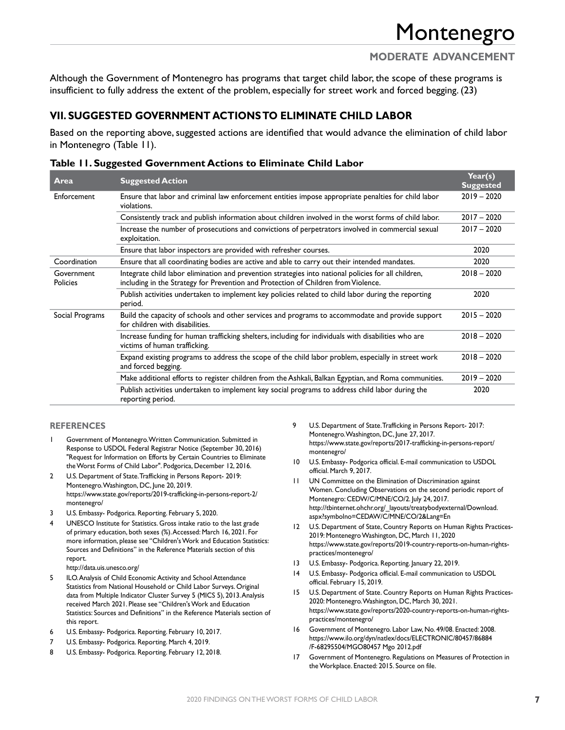# Montenegro

**MODERATE ADVANCEMENT**

Although the Government of Montenegro has programs that target child labor, the scope of these programs is insufficient to fully address the extent of the problem, especially for street work and forced begging. (23)

## VII. SUGGESTED GOVERNMENT ACTIONS TO ELIMINATE CHILD LABOR

Based on the reporting above, suggested actions are identified that would advance the elimination of child labor in Montenegro (Table 11).

### Table 11. Suggested Government Actions to Eliminate Child Labor

| Area | Suggested Action | Year(s) Suggested |
|---|---|---|
| Enforcement | Ensure that labor and criminal law enforcement entities impose appropriate penalties for child labor violations. | 2019 – 2020 |
| | Consistently track and publish information about children involved in the worst forms of child labor. | 2017 – 2020 |
| | Increase the number of prosecutions and convictions of perpetrators involved in commercial sexual exploitation. | 2017 – 2020 |
| | Ensure that labor inspectors are provided with refresher courses. | 2020 |
| Coordination | Ensure that all coordinating bodies are active and able to carry out their intended mandates. | 2020 |
| Government Policies | Integrate child labor elimination and prevention strategies into national policies for all children, including in the Strategy for Prevention and Protection of Children from Violence. | 2018 – 2020 |
| | Publish activities undertaken to implement key policies related to child labor during the reporting period. | 2020 |
| Social Programs | Build the capacity of schools and other services and programs to accommodate and provide support for children with disabilities. | 2015 – 2020 |
| | Increase funding for human trafficking shelters, including for individuals with disabilities who are victims of human trafficking. | 2018 – 2020 |
| | Expand existing programs to address the scope of the child labor problem, especially in street work and forced begging. | 2018 – 2020 |
| | Make additional efforts to register children from the Ashkali, Balkan Egyptian, and Roma communities. | 2019 – 2020 |
| | Publish activities undertaken to implement key social programs to address child labor during the reporting period. | 2020 |

### REFERENCES

1. Government of Montenegro. Written Communication. Submitted in Response to USDOL Federal Registrar Notice (September 30, 2016) "Request for Information on Efforts by Certain Countries to Eliminate the Worst Forms of Child Labor". Podgorica, December 12, 2016.
2. U.S. Department of State. Trafficking in Persons Report- 2019: Montenegro. Washington, DC, June 20, 2019. https://www.state.gov/reports/2019-trafficking-in-persons-report-2/montenegro/
3. U.S. Embassy- Podgorica. Reporting. February 5, 2020.
4. UNESCO Institute for Statistics. Gross intake ratio to the last grade of primary education, both sexes (%). Accessed: March 16, 2021. For more information, please see "Children's Work and Education Statistics: Sources and Definitions" in the Reference Materials section of this report. http://data.uis.unesco.org/
5. ILO. Analysis of Child Economic Activity and School Attendance Statistics from National Household or Child Labor Surveys. Original data from Multiple Indicator Cluster Survey 5 (MICS 5), 2013. Analysis received March 2021. Please see "Children's Work and Education Statistics: Sources and Definitions" in the Reference Materials section of this report.
6. U.S. Embassy- Podgorica. Reporting. February 10, 2017.
7. U.S. Embassy- Podgorica. Reporting. March 4, 2019.
8. U.S. Embassy- Podgorica. Reporting. February 12, 2018.
9. U.S. Department of State. Trafficking in Persons Report- 2017: Montenegro. Washington, DC, June 27, 2017. https://www.state.gov/reports/2017-trafficking-in-persons-report/montenegro/
10. U.S. Embassy- Podgorica official. E-mail communication to USDOL official. March 9, 2017.
11. UN Committee on the Elimination of Discrimination against Women. Concluding Observations on the second periodic report of Montenegro: CEDW/C/MNE/CO/2. July 24, 2017. http://tbinternet.ohchr.org/_layouts/treatybodyexternal/Download.aspx?symbolno=CEDAW/C/MNE/CO/2&Lang=En
12. U.S. Department of State, Country Reports on Human Rights Practices- 2019: Montenegro Washington, DC, March 11, 2020 https://www.state.gov/reports/2019-country-reports-on-human-rights-practices/montenegro/
13. U.S. Embassy- Podgorica. Reporting. January 22, 2019.
14. U.S. Embassy- Podgorica official. E-mail communication to USDOL official. February 15, 2019.
15. U.S. Department of State. Country Reports on Human Rights Practices- 2020: Montenegro. Washington, DC, March 30, 2021. https://www.state.gov/reports/2020-country-reports-on-human-rights-practices/montenegro/
16. Government of Montenegro. Labor Law, No. 49/08. Enacted: 2008. https://www.ilo.org/dyn/natlex/docs/ELECTRONIC/80457/86884/F-68295504/MGO80457 Mgo 2012.pdf
17. Government of Montenegro. Regulations on Measures of Protection in the Workplace. Enacted: 2015. Source on file.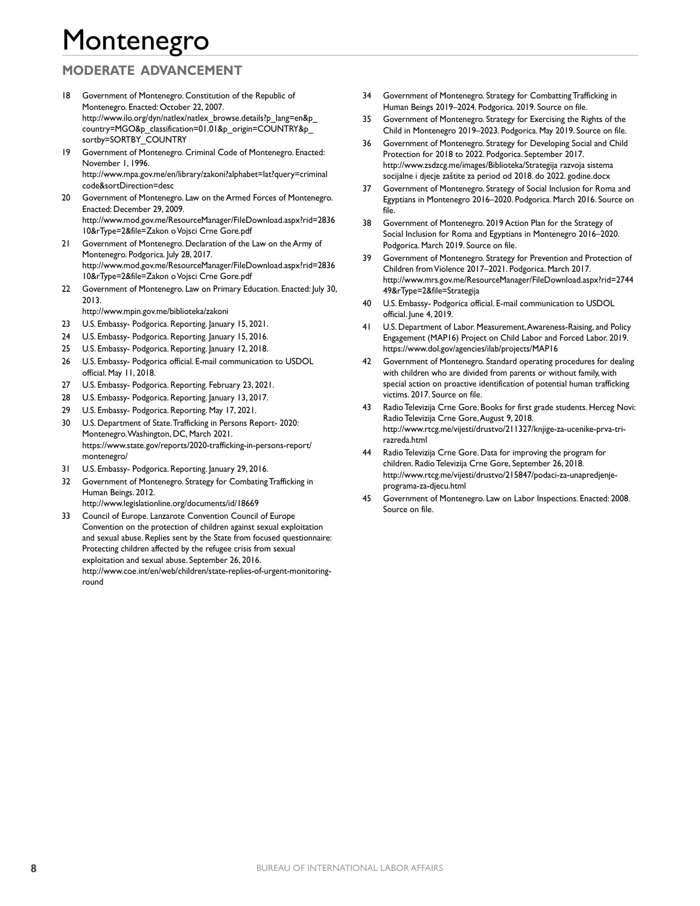# Montenegro

## MODERATE ADVANCEMENT

18 Government of Montenegro. Constitution of the Republic of Montenegro. Enacted: October 22, 2007. http://www.ilo.org/dyn/natlex/natlex_browse.details?p_lang=en&p_country=MGO&p_classification=01.01&p_origin=COUNTRY&p_sortby=SORTBY_COUNTRY

19 Government of Montenegro. Criminal Code of Montenegro. Enacted: November 1, 1996. http://www.mpa.gov.me/en/library/zakoni?alphabet=lat?query=criminal code&sortDirection=desc

20 Government of Montenegro. Law on the Armed Forces of Montenegro. Enacted: December 29, 2009. http://www.mod.gov.me/ResourceManager/FileDownload.aspx?rid=283610&rType=2&file=Zakon o Vojsci Crne Gore.pdf

21 Government of Montenegro. Declaration of the Law on the Army of Montenegro. Podgorica. July 28, 2017. http://www.mod.gov.me/ResourceManager/FileDownload.aspx?rid=283610&rType=2&file=Zakon o Vojsci Crne Gore.pdf

22 Government of Montenegro. Law on Primary Education. Enacted: July 30, 2013. http://www.mpin.gov.me/biblioteka/zakoni

23 U.S. Embassy- Podgorica. Reporting. January 15, 2021.

24 U.S. Embassy- Podgorica. Reporting. January 15, 2016.

25 U.S. Embassy- Podgorica. Reporting. January 12, 2018.

26 U.S. Embassy- Podgorica official. E-mail communication to USDOL official. May 11, 2018.

27 U.S. Embassy- Podgorica. Reporting. February 23, 2021.

28 U.S. Embassy- Podgorica. Reporting. January 13, 2017.

29 U.S. Embassy- Podgorica. Reporting. May 17, 2021.

30 U.S. Department of State. Trafficking in Persons Report- 2020: Montenegro. Washington, DC, March 2021. https://www.state.gov/reports/2020-trafficking-in-persons-report/montenegro/

31 U.S. Embassy- Podgorica. Reporting. January 29, 2016.

32 Government of Montenegro. Strategy for Combating Trafficking in Human Beings. 2012. http://www.legislationline.org/documents/id/18669

33 Council of Europe. Lanzarote Convention Council of Europe Convention on the protection of children against sexual exploitation and sexual abuse. Replies sent by the State from focused questionnaire: Protecting children affected by the refugee crisis from sexual exploitation and sexual abuse. September 26, 2016. http://www.coe.int/en/web/children/state-replies-of-urgent-monitoring-round

34 Government of Montenegro. Strategy for Combatting Trafficking in Human Beings 2019–2024. Podgorica. 2019. Source on file.

35 Government of Montenegro. Strategy for Exercising the Rights of the Child in Montenegro 2019–2023. Podgorica. May 2019. Source on file.

36 Government of Montenegro. Strategy for Developing Social and Child Protection for 2018 to 2022. Podgorica. September 2017. http://www.zsdzcg.me/images/Biblioteka/Strategija razvoja sistema socijalne i djecje zaštite za period od 2018. do 2022. godine.docx

37 Government of Montenegro. Strategy of Social Inclusion for Roma and Egyptians in Montenegro 2016–2020. Podgorica. March 2016. Source on file.

38 Government of Montenegro. 2019 Action Plan for the Strategy of Social Inclusion for Roma and Egyptians in Montenegro 2016–2020. Podgorica. March 2019. Source on file.

39 Government of Montenegro. Strategy for Prevention and Protection of Children from Violence 2017–2021. Podgorica. March 2017. http://www.mrs.gov.me/ResourceManager/FileDownload.aspx?rid=274449&rType=2&file=Strategija

40 U.S. Embassy- Podgorica official. E-mail communication to USDOL official. June 4, 2019.

41 U.S. Department of Labor. Measurement, Awareness-Raising, and Policy Engagement (MAP16) Project on Child Labor and Forced Labor. 2019. https://www.dol.gov/agencies/ilab/projects/MAP16

42 Government of Montenegro. Standard operating procedures for dealing with children who are divided from parents or without family, with special action on proactive identification of potential human trafficking victims. 2017. Source on file.

43 Radio Televizija Crne Gore. Books for first grade students. Herceg Novi: Radio Televizija Crne Gore, August 9, 2018. http://www.rtcg.me/vijesti/drustvo/211327/knjige-za-ucenike-prva-tri-razreda.html

44 Radio Televizija Crne Gore. Data for improving the program for children. Radio Televizija Crne Gore, September 26, 2018. http://www.rtcg.me/vijesti/drustvo/215847/podaci-za-unapredjenje-programa-za-djecu.html

45 Government of Montenegro. Law on Labor Inspections. Enacted: 2008. Source on file.